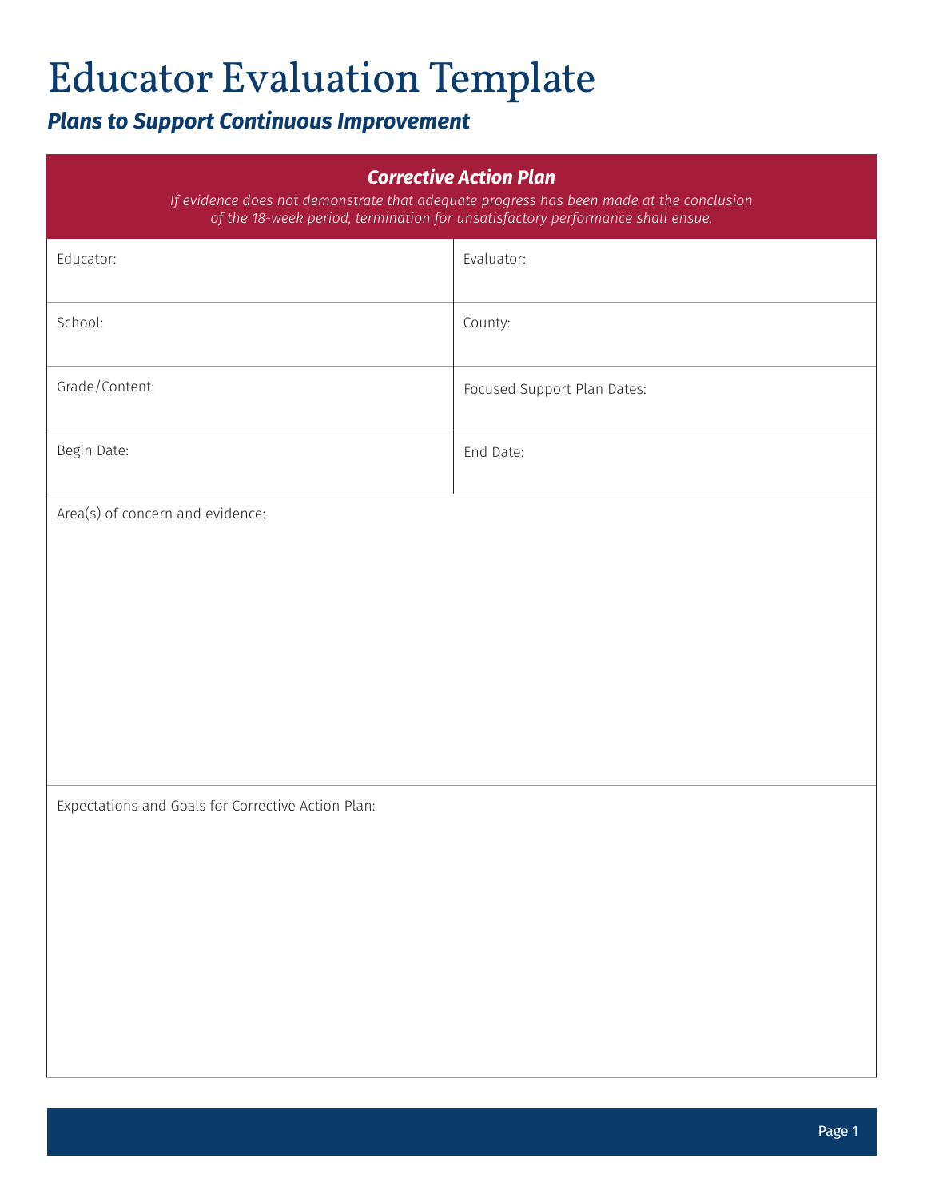# Educator Evaluation Template

## *Plans to Support Continuous Improvement*

| ***Corrective Action Plan*** *If evidence does not demonstrate that adequate progress has been made at the conclusion of the 18-week period, termination for unsatisfactory performance shall ensue.* | |
|---|---|
| Educator: | Evaluator: |
| School: | County: |
| Grade/Content: | Focused Support Plan Dates: |
| Begin Date: | End Date: |
| Area(s) of concern and evidence: | |
| Expectations and Goals for Corrective Action Plan: | |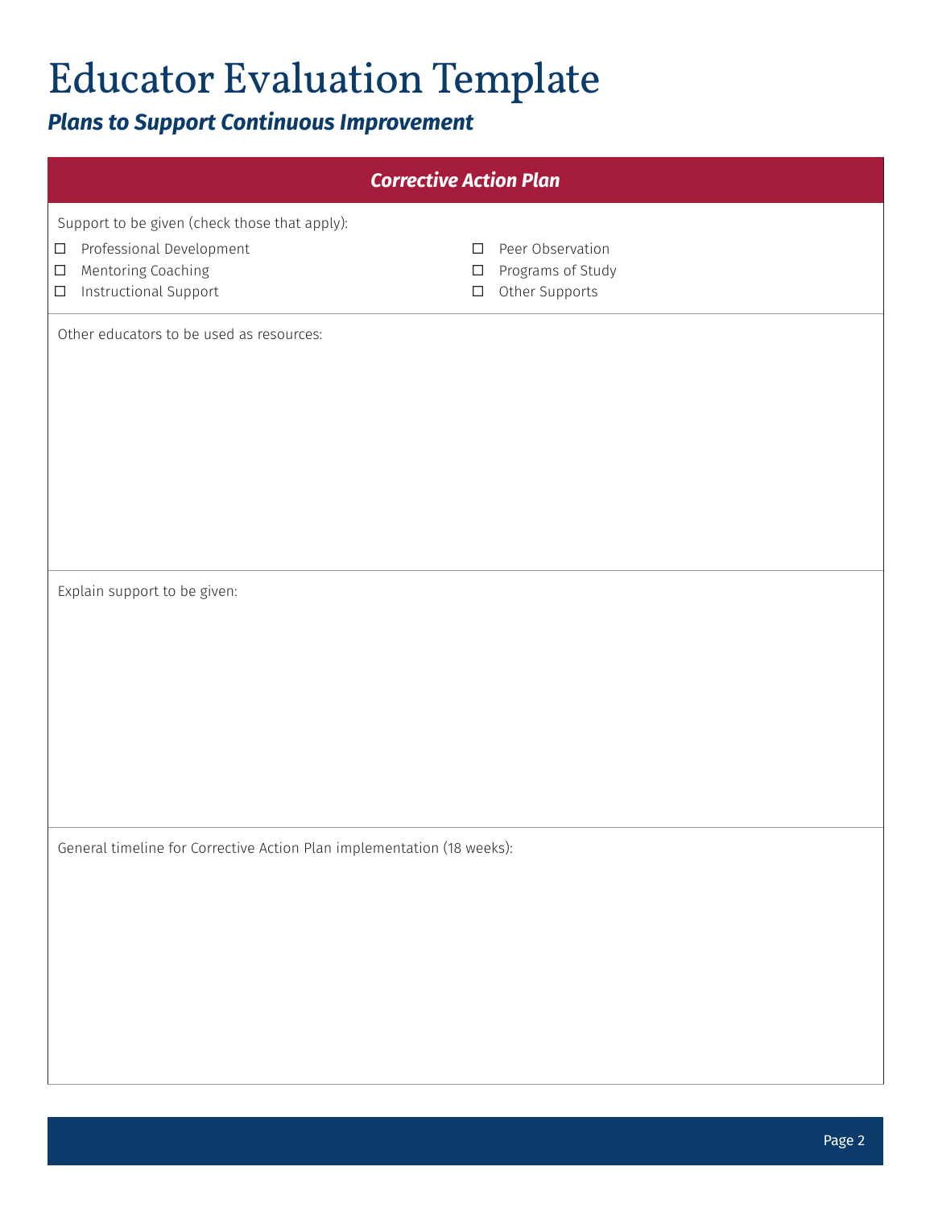# Educator Evaluation Template

## *Plans to Support Continuous Improvement*

### *Corrective Action Plan*

Support to be given (check those that apply):

- ☐ Professional Development
- ☐ Mentoring Coaching
- ☐ Instructional Support
- ☐ Peer Observation
- ☐ Programs of Study
- ☐ Other Supports

Other educators to be used as resources:

Explain support to be given:

General timeline for Corrective Action Plan implementation (18 weeks):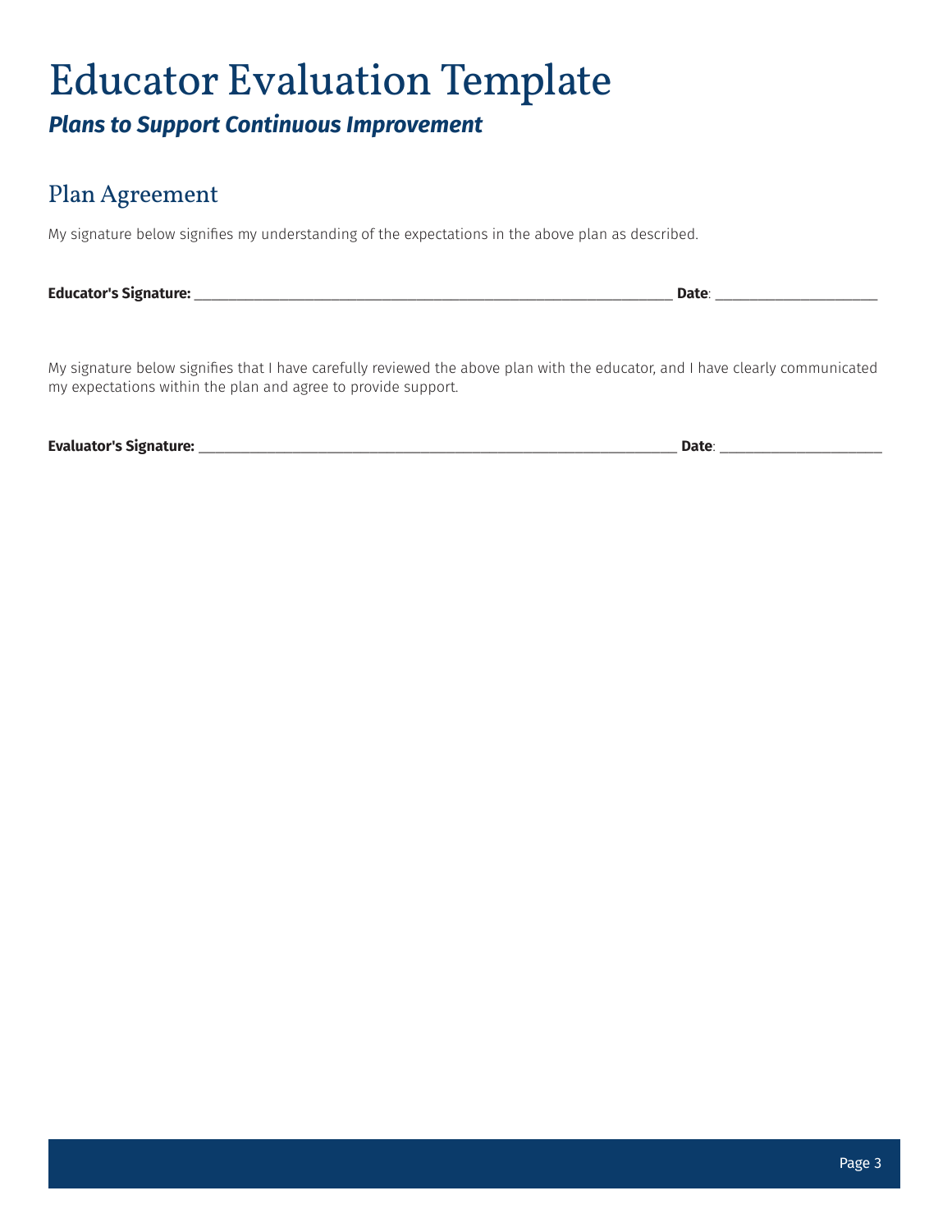# Educator Evaluation Template

***Plans to Support Continuous Improvement***

## Plan Agreement

My signature below signifies my understanding of the expectations in the above plan as described.

**Educator's Signature:** ________________________________________________________________ **Date**: ______________________

My signature below signifies that I have carefully reviewed the above plan with the educator, and I have clearly communicated my expectations within the plan and agree to provide support.

**Evaluator's Signature:** ________________________________________________________________ **Date**: ______________________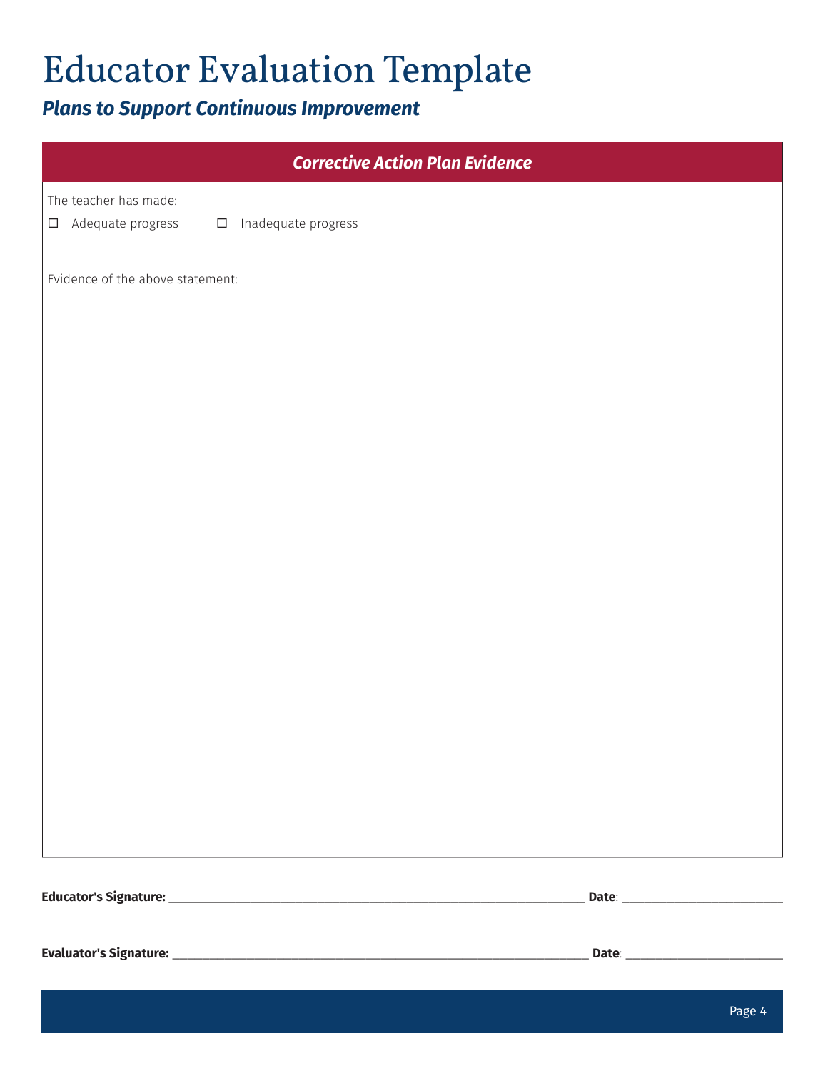# Educator Evaluation Template

## *Plans to Support Continuous Improvement*

| ***Corrective Action Plan Evidence*** |
|---|
| The teacher has made:<br>☐ Adequate progress ☐ Inadequate progress |
| Evidence of the above statement: |

**Educator's Signature:** ______________________________ **Date**: ______________

**Evaluator's Signature:** ______________________________ **Date**: ______________